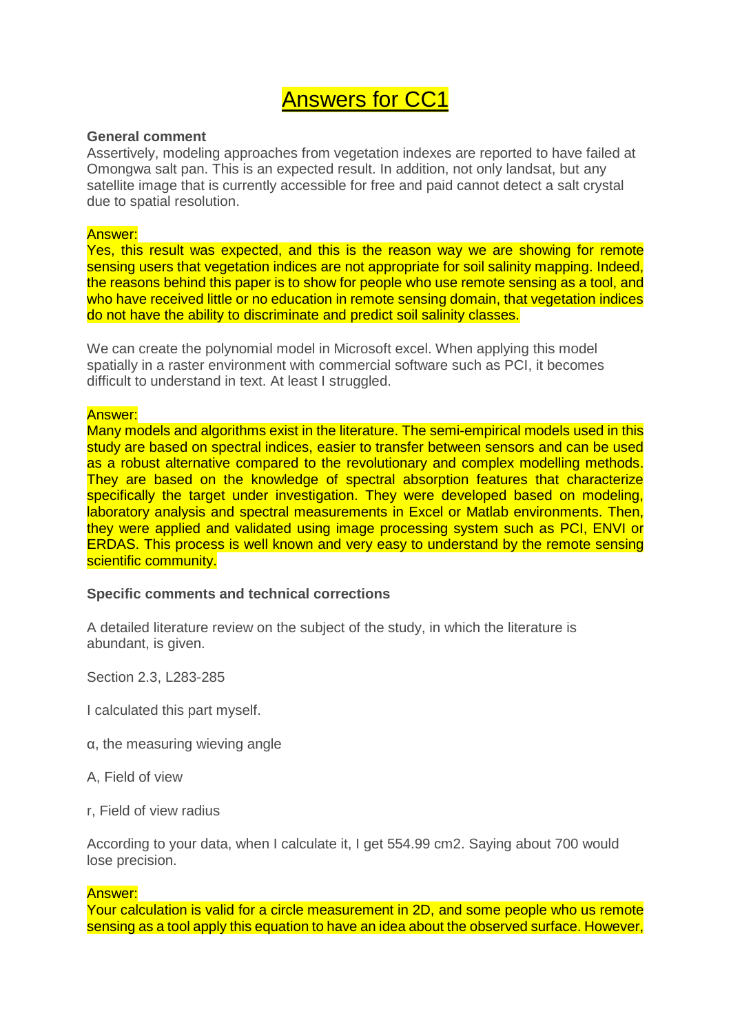# Answers for CC1

**General comment**

Assertively, modeling approaches from vegetation indexes are reported to have failed at Omongwa salt pan. This is an expected result. In addition, not only landsat, but any satellite image that is currently accessible for free and paid cannot detect a salt crystal due to spatial resolution.

Answer:

Yes, this result was expected, and this is the reason way we are showing for remote sensing users that vegetation indices are not appropriate for soil salinity mapping. Indeed, the reasons behind this paper is to show for people who use remote sensing as a tool, and who have received little or no education in remote sensing domain, that vegetation indices do not have the ability to discriminate and predict soil salinity classes.

We can create the polynomial model in Microsoft excel. When applying this model spatially in a raster environment with commercial software such as PCI, it becomes difficult to understand in text. At least I struggled.

Answer:

Many models and algorithms exist in the literature. The semi-empirical models used in this study are based on spectral indices, easier to transfer between sensors and can be used as a robust alternative compared to the revolutionary and complex modelling methods. They are based on the knowledge of spectral absorption features that characterize specifically the target under investigation. They were developed based on modeling, laboratory analysis and spectral measurements in Excel or Matlab environments. Then, they were applied and validated using image processing system such as PCI, ENVI or ERDAS. This process is well known and very easy to understand by the remote sensing scientific community.

**Specific comments and technical corrections**

A detailed literature review on the subject of the study, in which the literature is abundant, is given.

Section 2.3, L283-285

I calculated this part myself.

α, the measuring wieving angle

A, Field of view

r, Field of view radius

According to your data, when I calculate it, I get 554.99 cm2. Saying about 700 would lose precision.

Answer:

Your calculation is valid for a circle measurement in 2D, and some people who us remote sensing as a tool apply this equation to have an idea about the observed surface. However,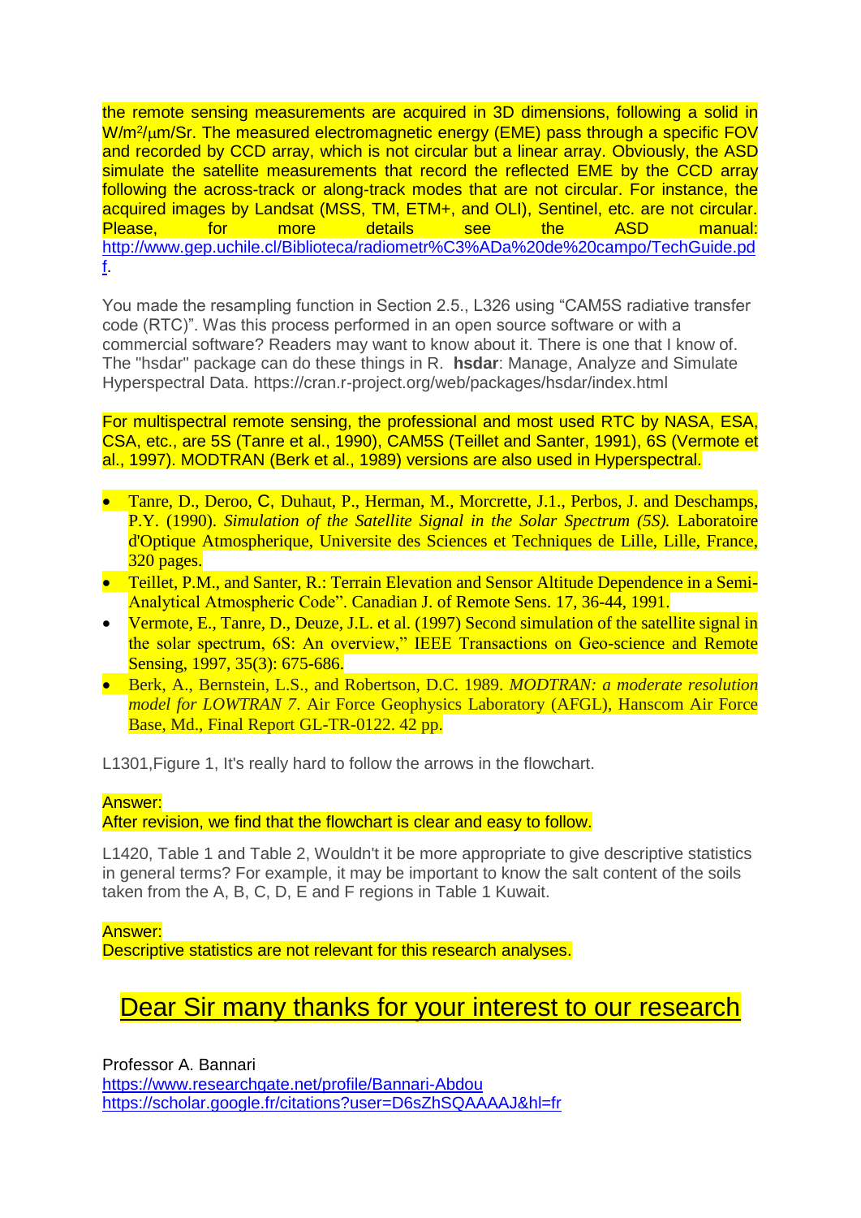the remote sensing measurements are acquired in 3D dimensions, following a solid in $W/m^2/\mu m/Sr$. The measured electromagnetic energy (EME) pass through a specific FOV and recorded by CCD array, which is not circular but a linear array. Obviously, the ASD simulate the satellite measurements that record the reflected EME by the CCD array following the across-track or along-track modes that are not circular. For instance, the acquired images by Landsat (MSS, TM, ETM+, and OLI), Sentinel, etc. are not circular. Please, for more details see the ASD manual: http://www.gep.uchile.cl/Biblioteca/radiometr%C3%ADa%20de%20campo/TechGuide.pdf.

You made the resampling function in Section 2.5., L326 using "CAM5S radiative transfer code (RTC)". Was this process performed in an open source software or with a commercial software? Readers may want to know about it. There is one that I know of. The "hsdar" package can do these things in R. **hsdar**: Manage, Analyze and Simulate Hyperspectral Data. https://cran.r-project.org/web/packages/hsdar/index.html

For multispectral remote sensing, the professional and most used RTC by NASA, ESA, CSA, etc., are 5S (Tanre et al., 1990), CAM5S (Teillet and Santer, 1991), 6S (Vermote et al., 1997). MODTRAN (Berk et al., 1989) versions are also used in Hyperspectral.

- Tanre, D., Deroo, C, Duhaut, P., Herman, M., Morcrette, J.1., Perbos, J. and Deschamps, P.Y. (1990). *Simulation of the Satellite Signal in the Solar Spectrum (5S).* Laboratoire d'Optique Atmospherique, Universite des Sciences et Techniques de Lille, Lille, France, 320 pages.
- Teillet, P.M., and Santer, R.: Terrain Elevation and Sensor Altitude Dependence in a Semi-Analytical Atmospheric Code". Canadian J. of Remote Sens. 17, 36-44, 1991.
- Vermote, E., Tanre, D., Deuze, J.L. et al. (1997) Second simulation of the satellite signal in the solar spectrum, 6S: An overview," IEEE Transactions on Geo-science and Remote Sensing, 1997, 35(3): 675-686.
- Berk, A., Bernstein, L.S., and Robertson, D.C. 1989. *MODTRAN: a moderate resolution model for LOWTRAN 7*. Air Force Geophysics Laboratory (AFGL), Hanscom Air Force Base, Md., Final Report GL-TR-0122. 42 pp.

L1301,Figure 1, It's really hard to follow the arrows in the flowchart.

Answer:
After revision, we find that the flowchart is clear and easy to follow.

L1420, Table 1 and Table 2, Wouldn't it be more appropriate to give descriptive statistics in general terms? For example, it may be important to know the salt content of the soils taken from the A, B, C, D, E and F regions in Table 1 Kuwait.

Answer:
Descriptive statistics are not relevant for this research analyses.

# Dear Sir many thanks for your interest to our research

Professor A. Bannari
https://www.researchgate.net/profile/Bannari-Abdou
https://scholar.google.fr/citations?user=D6sZhSQAAAAJ&hl=fr